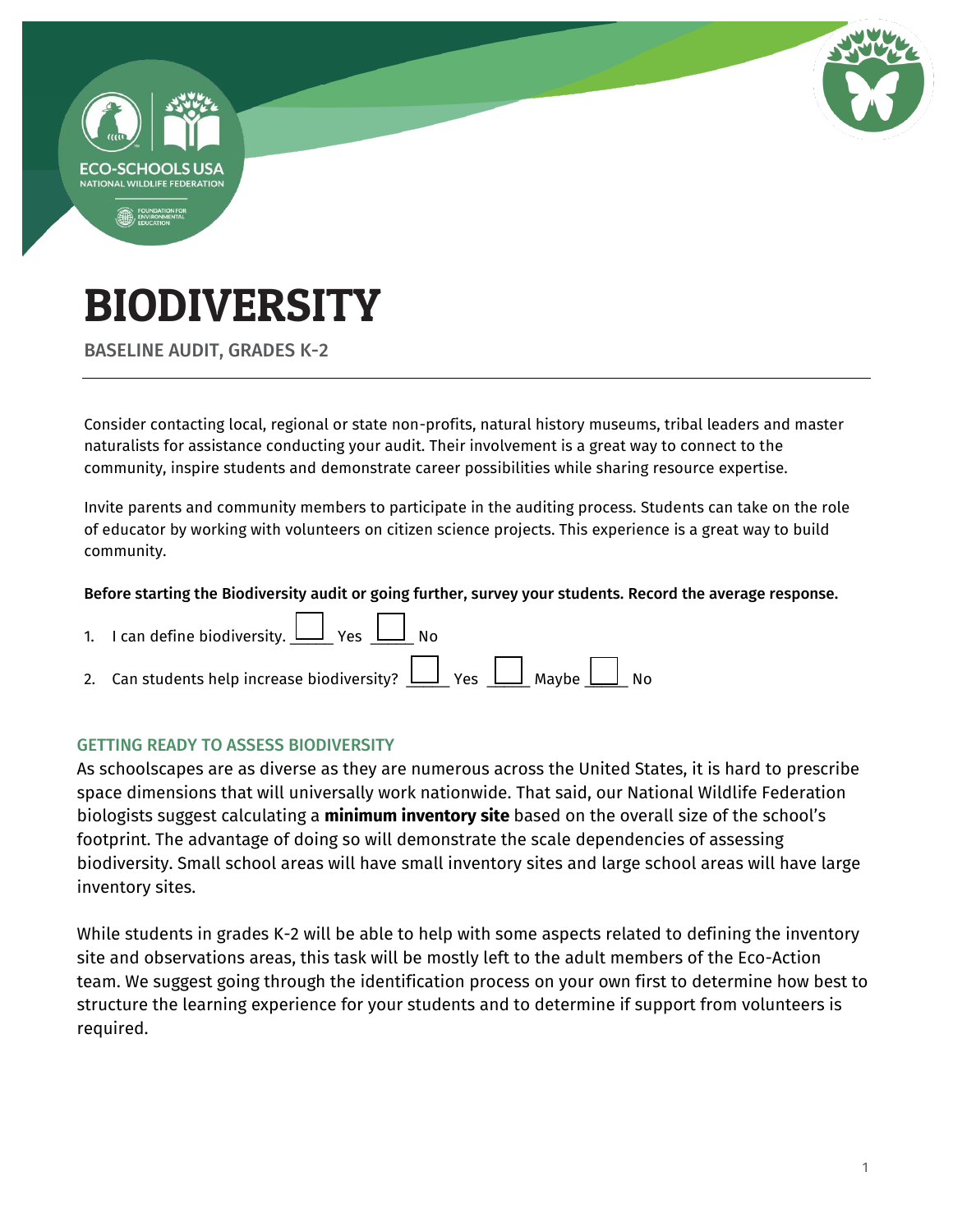# BIODIVERSITY

BASELINE AUDIT, GRADES K-2

Consider contacting local, regional or state non-profits, natural history museums, tribal leaders and master naturalists for assistance conducting your audit. Their involvement is a great way to connect to the community, inspire students and demonstrate career possibilities while sharing resource expertise.

Invite parents and community members to participate in the auditing process. Students can take on the role of educator by working with volunteers on citizen science projects. This experience is a great way to build community.

**Before starting the Biodiversity audit or going further, survey your students. Record the average response.**

1. I can define biodiversity. ☐ Yes ☐ No
2. Can students help increase biodiversity? ☐ Yes ☐ Maybe ☐ No

## GETTING READY TO ASSESS BIODIVERSITY

As schoolscapes are as diverse as they are numerous across the United States, it is hard to prescribe space dimensions that will universally work nationwide. That said, our National Wildlife Federation biologists suggest calculating a **minimum inventory site** based on the overall size of the school's footprint. The advantage of doing so will demonstrate the scale dependencies of assessing biodiversity. Small school areas will have small inventory sites and large school areas will have large inventory sites.

While students in grades K-2 will be able to help with some aspects related to defining the inventory site and observations areas, this task will be mostly left to the adult members of the Eco-Action team. We suggest going through the identification process on your own first to determine how best to structure the learning experience for your students and to determine if support from volunteers is required.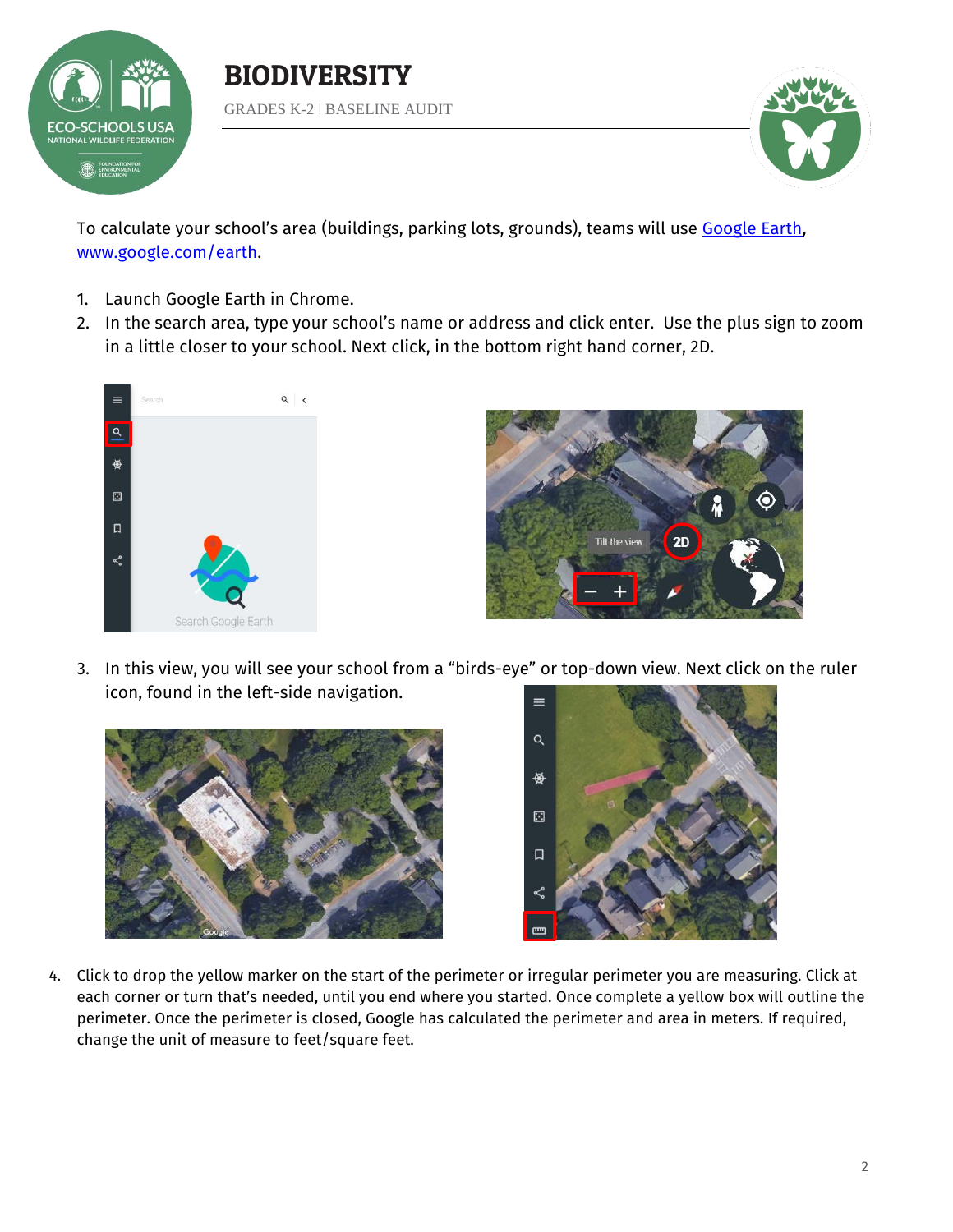# BIODIVERSITY

GRADES K-2 | BASELINE AUDIT

To calculate your school's area (buildings, parking lots, grounds), teams will use [Google Earth](www.google.com/earth), [www.google.com/earth](www.google.com/earth).

1. Launch Google Earth in Chrome.
2. In the search area, type your school's name or address and click enter. Use the plus sign to zoom in a little closer to your school. Next click, in the bottom right hand corner, 2D.
3. In this view, you will see your school from a "birds-eye" or top-down view. Next click on the ruler icon, found in the left-side navigation.
4. Click to drop the yellow marker on the start of the perimeter or irregular perimeter you are measuring. Click at each corner or turn that's needed, until you end where you started. Once complete a yellow box will outline the perimeter. Once the perimeter is closed, Google has calculated the perimeter and area in meters. If required, change the unit of measure to feet/square feet.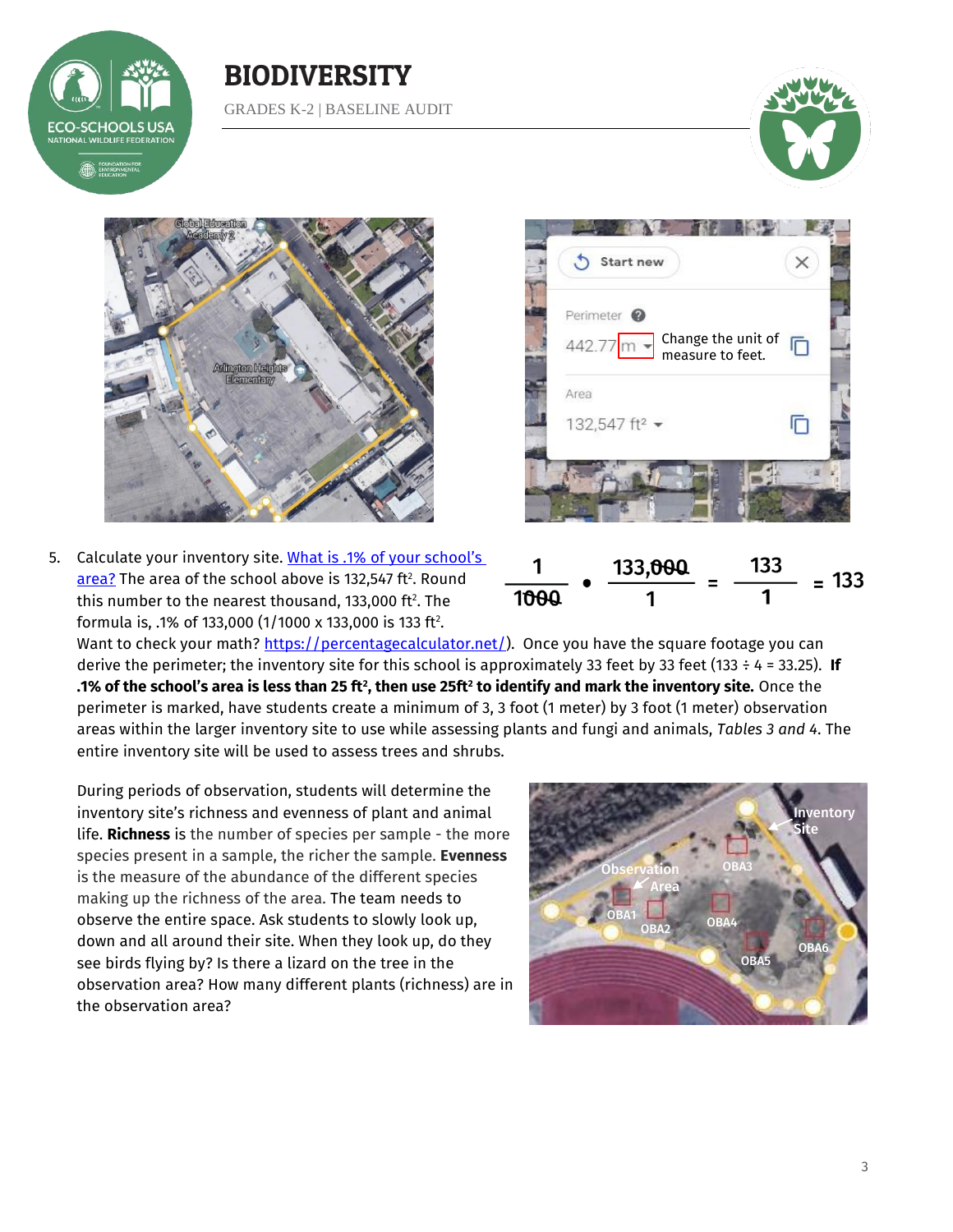# BIODIVERSITY

GRADES K-2 | BASELINE AUDIT

5. Calculate your inventory site. What is .1% of your school's area? The area of the school above is 132,547 ft². Round this number to the nearest thousand, 133,000 ft². The formula is, .1% of 133,000 (1/1000 x 133,000 is 133 ft².

$$\frac{1}{1000} \bullet \frac{133{,}000}{1} = \frac{133}{1} = 133$$

Want to check your math? https://percentagecalculator.net/). Once you have the square footage you can derive the perimeter; the inventory site for this school is approximately 33 feet by 33 feet (133 ÷ 4 = 33.25). **If .1% of the school's area is less than 25 ft², then use 25ft² to identify and mark the inventory site.** Once the perimeter is marked, have students create a minimum of 3, 3 foot (1 meter) by 3 foot (1 meter) observation areas within the larger inventory site to use while assessing plants and fungi and animals, *Tables 3 and 4*. The entire inventory site will be used to assess trees and shrubs.

During periods of observation, students will determine the inventory site's richness and evenness of plant and animal life. **Richness** is the number of species per sample - the more species present in a sample, the richer the sample. **Evenness** is the measure of the abundance of the different species making up the richness of the area. The team needs to observe the entire space. Ask students to slowly look up, down and all around their site. When they look up, do they see birds flying by? Is there a lizard on the tree in the observation area? How many different plants (richness) are in the observation area?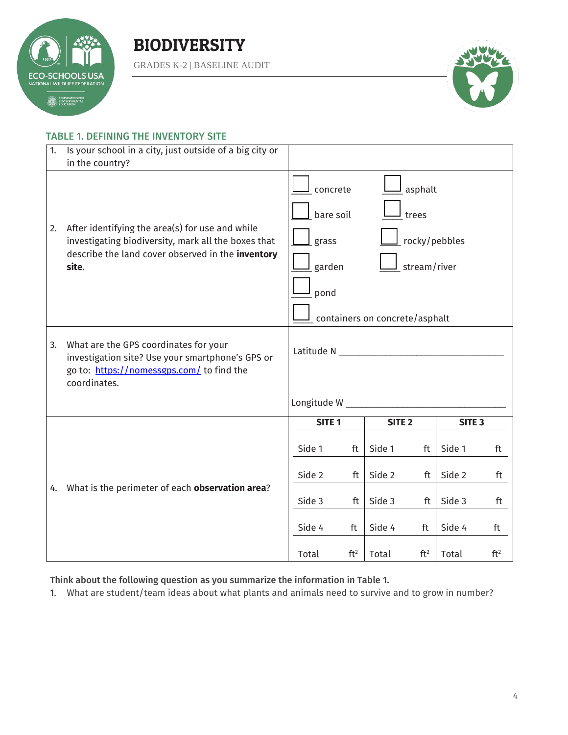# BIODIVERSITY

GRADES K-2 | BASELINE AUDIT

### TABLE 1. DEFINING THE INVENTORY SITE

| | | | |
|---|---|---|---|
| 1. Is your school in a city, just outside of a big city or in the country? | | | |
| 2. After identifying the area(s) for use and while investigating biodiversity, mark all the boxes that describe the land cover observed in the **inventory site**. | ☐ concrete ☐ asphalt ☐ bare soil ☐ trees ☐ grass ☐ rocky/pebbles ☐ garden ☐ stream/river ☐ pond ☐ containers on concrete/asphalt | | |
| 3. What are the GPS coordinates for your investigation site? Use your smartphone's GPS or go to: [https://nomessgps.com/](https://nomessgps.com/) to find the coordinates. | Latitude N ________________ Longitude W ________________ | | |
| 4. What is the perimeter of each **observation area**? | **SITE 1** | **SITE 2** | **SITE 3** |
| | Side 1 ft | Side 1 ft | Side 1 ft |
| | Side 2 ft | Side 2 ft | Side 2 ft |
| | Side 3 ft | Side 3 ft | Side 3 ft |
| | Side 4 ft | Side 4 ft | Side 4 ft |
| | Total $ft^2$ | Total $ft^2$ | Total $ft^2$ |

**Think about the following question as you summarize the information in Table 1.**

1. What are student/team ideas about what plants and animals need to survive and to grow in number?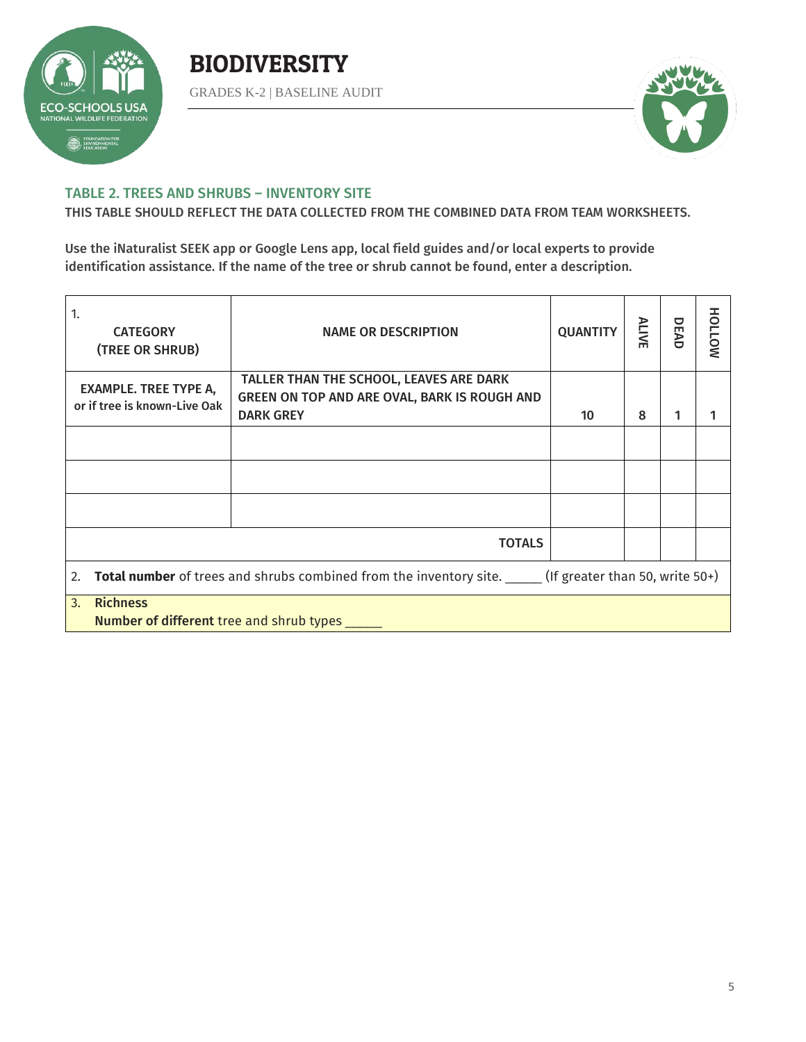# BIODIVERSITY

GRADES K-2 | BASELINE AUDIT

## TABLE 2. TREES AND SHRUBS – INVENTORY SITE

THIS TABLE SHOULD REFLECT THE DATA COLLECTED FROM THE COMBINED DATA FROM TEAM WORKSHEETS.

Use the iNaturalist SEEK app or Google Lens app, local field guides and/or local experts to provide identification assistance. If the name of the tree or shrub cannot be found, enter a description.

| 1. CATEGORY (TREE OR SHRUB) | NAME OR DESCRIPTION | QUANTITY | ALIVE | DEAD | HOLLOW |
|---|---|---|---|---|---|
| EXAMPLE. TREE TYPE A, or if tree is known-Live Oak | TALLER THAN THE SCHOOL, LEAVES ARE DARK GREEN ON TOP AND ARE OVAL, BARK IS ROUGH AND DARK GREY | 10 | 8 | 1 | 1 |
| | | | | | |
| | | | | | |
| | | | | | |
| | TOTALS | | | | |

2. **Total number** of trees and shrubs combined from the inventory site. _____ (If greater than 50, write 50+)

3. **Richness**
**Number of different** tree and shrub types _____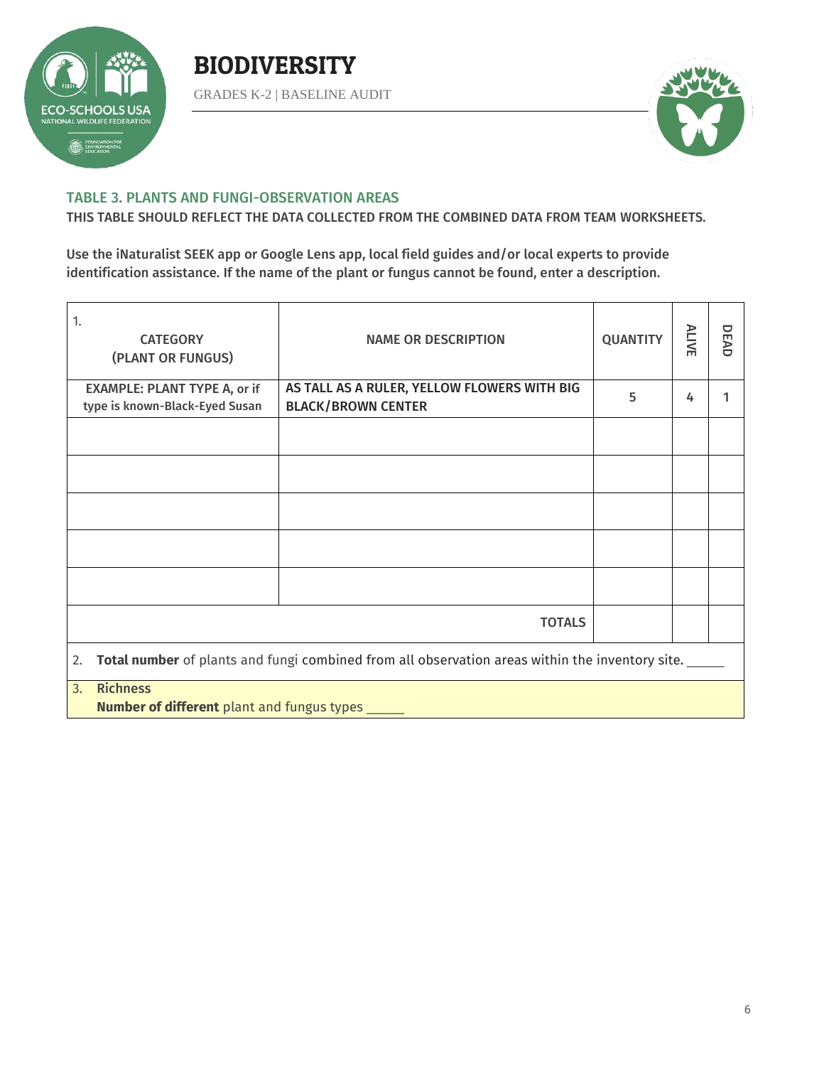# BIODIVERSITY

GRADES K-2 | BASELINE AUDIT

## TABLE 3. PLANTS AND FUNGI-OBSERVATION AREAS

**THIS TABLE SHOULD REFLECT THE DATA COLLECTED FROM THE COMBINED DATA FROM TEAM WORKSHEETS.**

**Use the iNaturalist SEEK app or Google Lens app, local field guides and/or local experts to provide identification assistance. If the name of the plant or fungus cannot be found, enter a description.**

| 1. CATEGORY (PLANT OR FUNGUS) | NAME OR DESCRIPTION | QUANTITY | ALIVE | DEAD |
|---|---|---|---|---|
| **EXAMPLE: PLANT TYPE A, or if type is known-Black-Eyed Susan** | **AS TALL AS A RULER, YELLOW FLOWERS WITH BIG BLACK/BROWN CENTER** | 5 | 4 | 1 |
| | | | | |
| | | | | |
| | | | | |
| | | | | |
| | | | | |
| | **TOTALS** | | | |

2. **Total number** of plants and fungi combined from all observation areas within the inventory site. _____

3. **Richness**
   **Number of different** plant and fungus types _____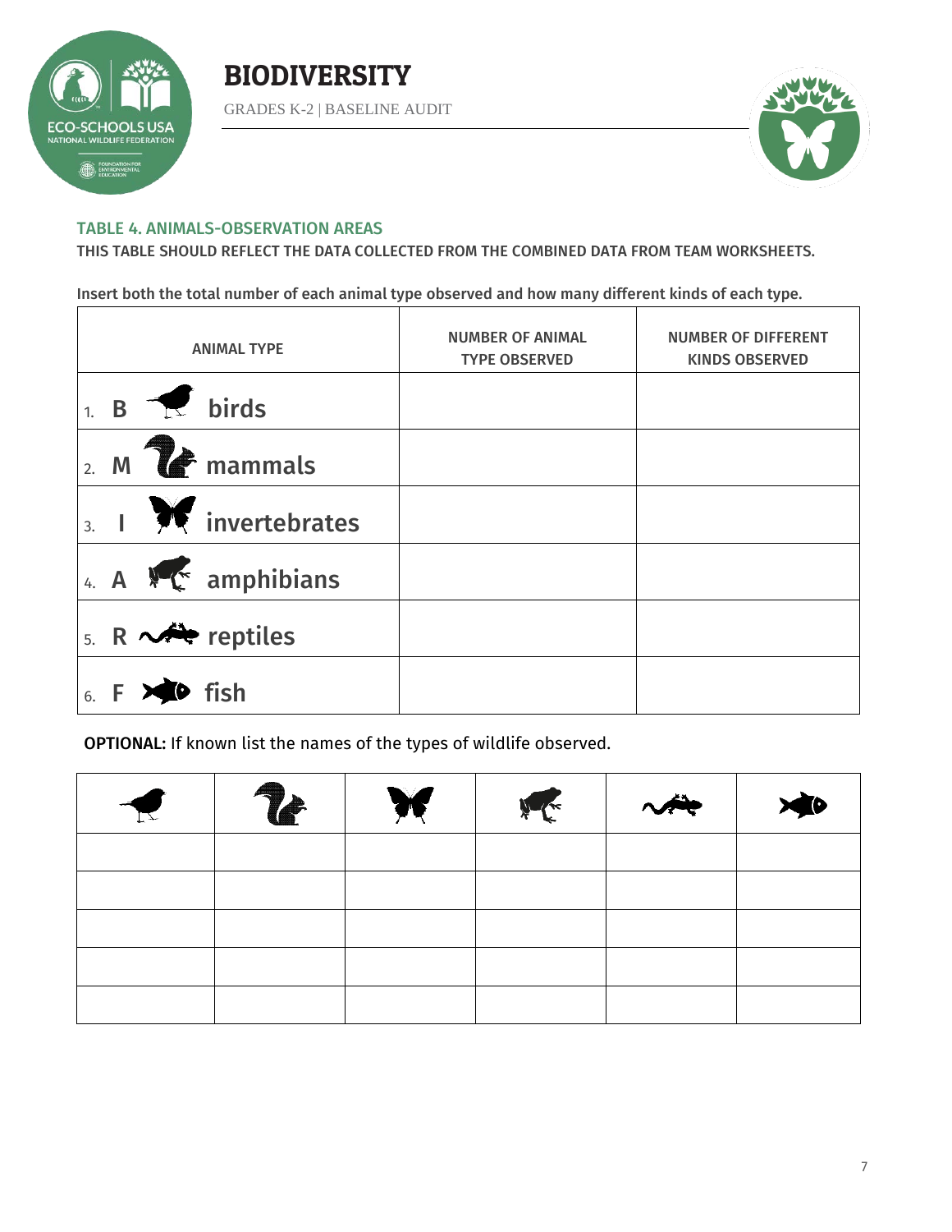## TABLE 4. ANIMALS-OBSERVATION AREAS

THIS TABLE SHOULD REFLECT THE DATA COLLECTED FROM THE COMBINED DATA FROM TEAM WORKSHEETS.

Insert both the total number of each animal type observed and how many different kinds of each type.

| ANIMAL TYPE | NUMBER OF ANIMAL TYPE OBSERVED | NUMBER OF DIFFERENT KINDS OBSERVED |
| --- | --- | --- |
| 1. B birds | | |
| 2. M mammals | | |
| 3. I invertebrates | | |
| 4. A amphibians | | |
| 5. R reptiles | | |
| 6. F fish | | |

**OPTIONAL:** If known list the names of the types of wildlife observed.

| Birds | Mammals | Invertebrates | Amphibians | Reptiles | Fish |
| --- | --- | --- | --- | --- | --- |
| | | | | | |
| | | | | | |
| | | | | | |
| | | | | | |
| | | | | | |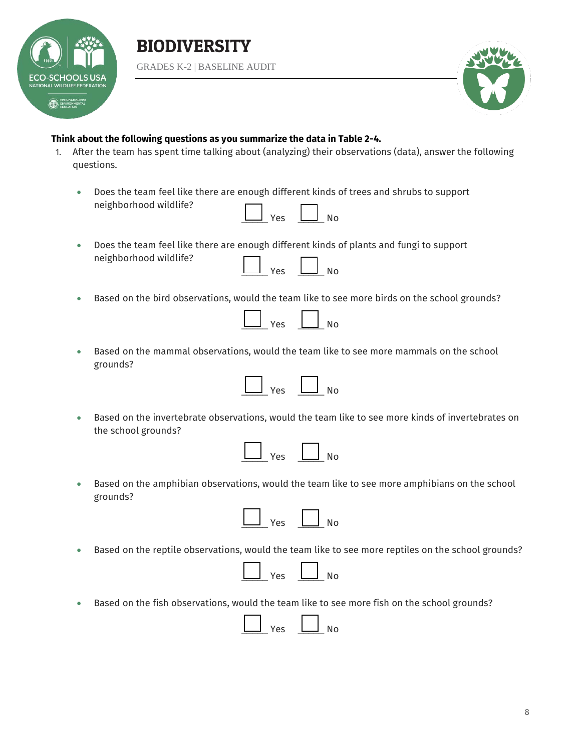**Think about the following questions as you summarize the data in Table 2-4.**

1. After the team has spent time talking about (analyzing) their observations (data), answer the following questions.

   - Does the team feel like there are enough different kinds of trees and shrubs to support neighborhood wildlife?

     ☐ Yes ☐ No

   - Does the team feel like there are enough different kinds of plants and fungi to support neighborhood wildlife?

     ☐ Yes ☐ No

   - Based on the bird observations, would the team like to see more birds on the school grounds?

     ☐ Yes ☐ No

   - Based on the mammal observations, would the team like to see more mammals on the school grounds?

     ☐ Yes ☐ No

   - Based on the invertebrate observations, would the team like to see more kinds of invertebrates on the school grounds?

     ☐ Yes ☐ No

   - Based on the amphibian observations, would the team like to see more amphibians on the school grounds?

     ☐ Yes ☐ No

   - Based on the reptile observations, would the team like to see more reptiles on the school grounds?

     ☐ Yes ☐ No

   - Based on the fish observations, would the team like to see more fish on the school grounds?

     ☐ Yes ☐ No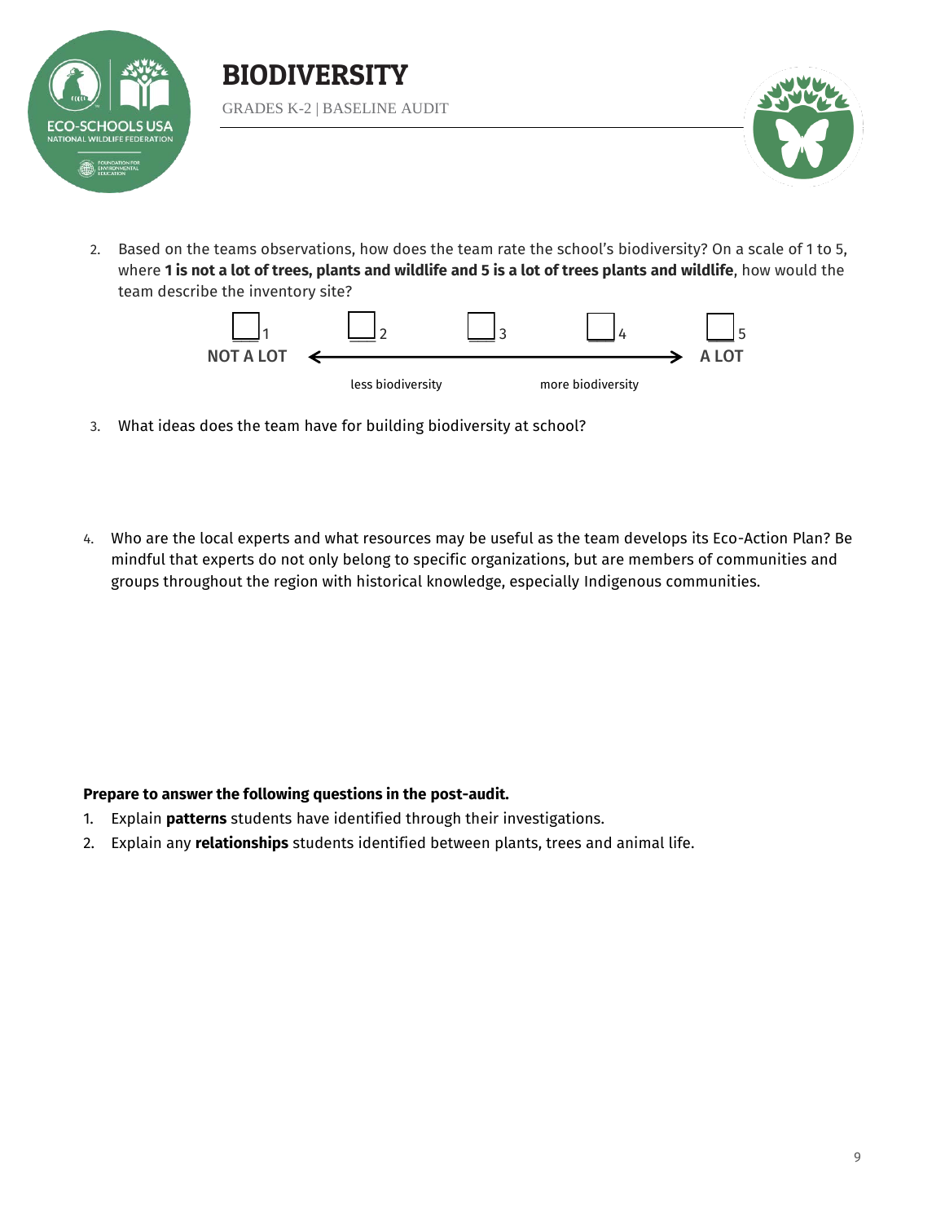# BIODIVERSITY

GRADES K-2 | BASELINE AUDIT

2. Based on the teams observations, how does the team rate the school's biodiversity? On a scale of 1 to 5, where **1 is not a lot of trees, plants and wildlife and 5 is a lot of trees plants and wildlife**, how would the team describe the inventory site?

☐ 1 ☐ 2 ☐ 3 ☐ 4 ☐ 5

NOT A LOT ← → A LOT

less biodiversity — more biodiversity

3. What ideas does the team have for building biodiversity at school?

4. Who are the local experts and what resources may be useful as the team develops its Eco-Action Plan? Be mindful that experts do not only belong to specific organizations, but are members of communities and groups throughout the region with historical knowledge, especially Indigenous communities.

**Prepare to answer the following questions in the post-audit.**

1. Explain **patterns** students have identified through their investigations.
2. Explain any **relationships** students identified between plants, trees and animal life.